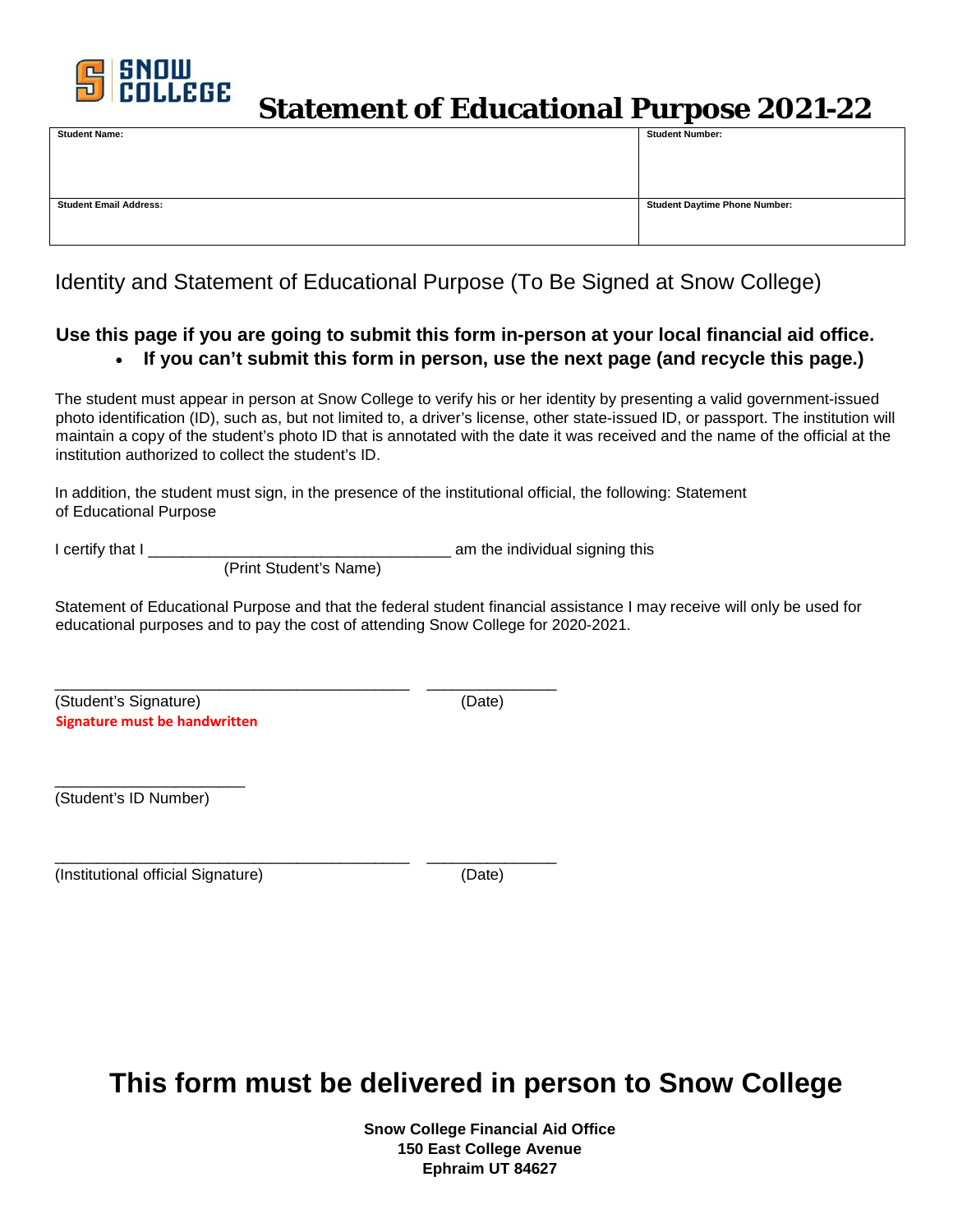SNOW COLLEGE

# Statement of Educational Purpose 2021-22

| Student Name: | Student Number: |
|---|---|
| **Student Email Address:** | **Student Daytime Phone Number:** |

## Identity and Statement of Educational Purpose (To Be Signed at Snow College)

**Use this page if you are going to submit this form in-person at your local financial aid office.**

- **If you can't submit this form in person, use the next page (and recycle this page.)**

The student must appear in person at Snow College to verify his or her identity by presenting a valid government-issued photo identification (ID), such as, but not limited to, a driver's license, other state-issued ID, or passport. The institution will maintain a copy of the student's photo ID that is annotated with the date it was received and the name of the official at the institution authorized to collect the student's ID.

In addition, the student must sign, in the presence of the institutional official, the following: Statement of Educational Purpose

I certify that I ___________________________________ am the individual signing this
(Print Student's Name)

Statement of Educational Purpose and that the federal student financial assistance I may receive will only be used for educational purposes and to pay the cost of attending Snow College for 2020-2021.

__________________________________________ _______________
(Student's Signature) (Date)
**Signature must be handwritten**

______________________
(Student's ID Number)

__________________________________________ _______________
(Institutional official Signature) (Date)

# This form must be delivered in person to Snow College

**Snow College Financial Aid Office**
**150 East College Avenue**
**Ephraim UT 84627**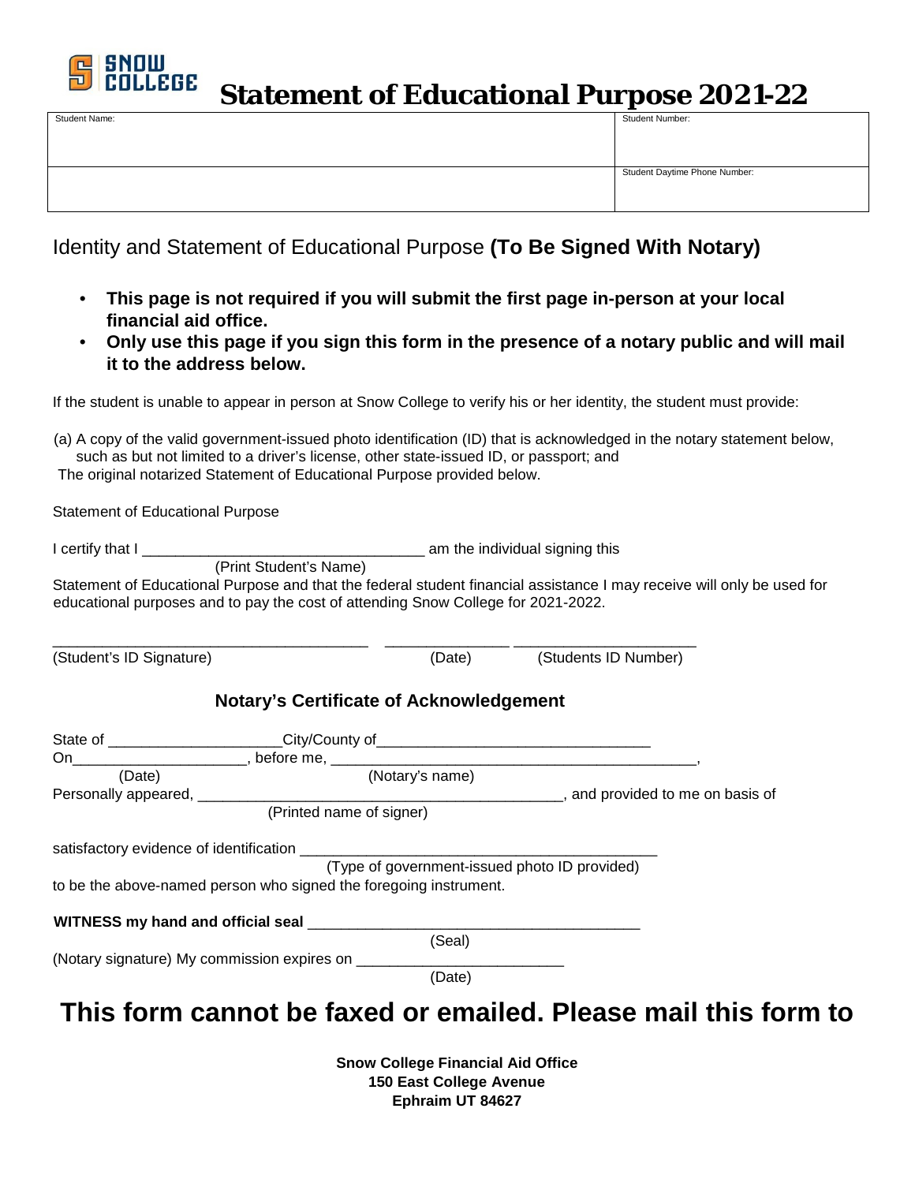# Statement of Educational Purpose 2021-22

| Student Name: | Student Number: |
| --- | --- |
| | Student Daytime Phone Number: |

## Identity and Statement of Educational Purpose **(To Be Signed With Notary)**

- **This page is not required if you will submit the first page in-person at your local financial aid office.**
- **Only use this page if you sign this form in the presence of a notary public and will mail it to the address below.**

If the student is unable to appear in person at Snow College to verify his or her identity, the student must provide:

(a) A copy of the valid government-issued photo identification (ID) that is acknowledged in the notary statement below, such as but not limited to a driver's license, other state-issued ID, or passport; and
The original notarized Statement of Educational Purpose provided below.

Statement of Educational Purpose

I certify that I __________________________________ am the individual signing this
(Print Student's Name)
Statement of Educational Purpose and that the federal student financial assistance I may receive will only be used for educational purposes and to pay the cost of attending Snow College for 2021-2022.

______________________________________ ______________ _____________________
(Student's ID Signature) (Date) (Students ID Number)

### Notary's Certificate of Acknowledgement

State of ____________________City/County of________________________________
On____________________, before me, ____________________________________________,
(Date) (Notary's name)
Personally appeared, ____________________________________________, and provided to me on basis of
(Printed name of signer)

satisfactory evidence of identification __________________________________________
(Type of government-issued photo ID provided)
to be the above-named person who signed the foregoing instrument.

**WITNESS my hand and official seal** ________________________________________
(Seal)
(Notary signature) My commission expires on ________________________
(Date)

# This form cannot be faxed or emailed. Please mail this form to

**Snow College Financial Aid Office**
**150 East College Avenue**
**Ephraim UT 84627**